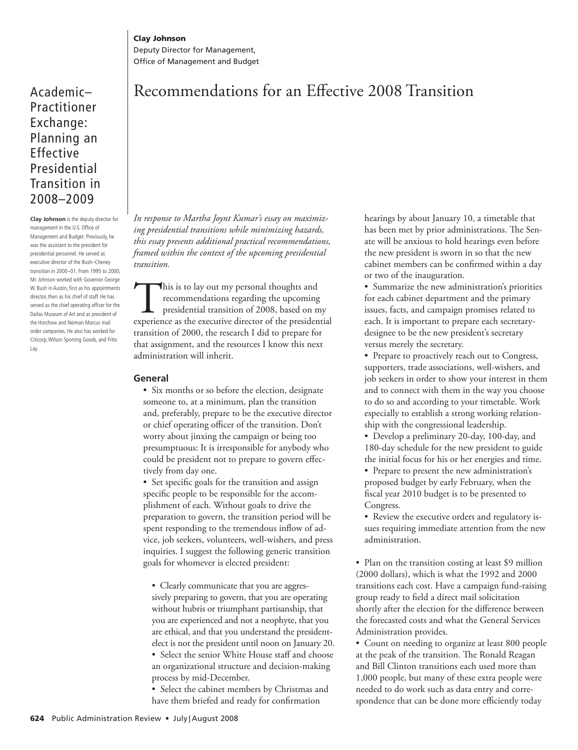**Clay Johnson**
Deputy Director for Management,
Office of Management and Budget

Academic–Practitioner Exchange: Planning an Effective Presidential Transition in 2008–2009

# Recommendations for an Effective 2008 Transition

**Clay Johnson** is the deputy director for management in the U.S. Office of Management and Budget. Previously, he was the assistant to the president for presidential personnel. He served as executive director of the Bush–Cheney transition in 2000–01. From 1995 to 2000, Mr. Johnson worked with Governor George W. Bush in Austin, first as his appointments director, then as his chief of staff. He has served as the chief operating officer for the Dallas Museum of Art and as president of the Horchow and Neiman Marcus mail order companies. He also has worked for Citicorp, Wilson Sporting Goods, and Frito Lay.

*In response to Martha Joynt Kumar's essay on maximizing presidential transitions while minimizing hazards, this essay presents additional practical recommendations, framed within the context of the upcoming presidential transition.*

This is to lay out my personal thoughts and recommendations regarding the upcoming presidential transition of 2008, based on my experience as the executive director of the presidential transition of 2000, the research I did to prepare for that assignment, and the resources I know this next administration will inherit.

## General

- Six months or so before the election, designate someone to, at a minimum, plan the transition and, preferably, prepare to be the executive director or chief operating officer of the transition. Don't worry about jinxing the campaign or being too presumptuous: It is irresponsible for anybody who could be president not to prepare to govern effectively from day one.
- Set specific goals for the transition and assign specific people to be responsible for the accomplishment of each. Without goals to drive the preparation to govern, the transition period will be spent responding to the tremendous inflow of advice, job seekers, volunteers, well-wishers, and press inquiries. I suggest the following generic transition goals for whomever is elected president:
  - Clearly communicate that you are aggressively preparing to govern, that you are operating without hubris or triumphant partisanship, that you are experienced and not a neophyte, that you are ethical, and that you understand the president-elect is not the president until noon on January 20.
  - Select the senior White House staff and choose an organizational structure and decision-making process by mid-December.
  - Select the cabinet members by Christmas and have them briefed and ready for confirmation hearings by about January 10, a timetable that has been met by prior administrations. The Senate will be anxious to hold hearings even before the new president is sworn in so that the new cabinet members can be confirmed within a day or two of the inauguration.
  - Summarize the new administration's priorities for each cabinet department and the primary issues, facts, and campaign promises related to each. It is important to prepare each secretary-designee to be the new president's secretary versus merely the secretary.
  - Prepare to proactively reach out to Congress, supporters, trade associations, well-wishers, and job seekers in order to show your interest in them and to connect with them in the way you choose to do so and according to your timetable. Work especially to establish a strong working relationship with the congressional leadership.
  - Develop a preliminary 20-day, 100-day, and 180-day schedule for the new president to guide the initial focus for his or her energies and time.
  - Prepare to present the new administration's proposed budget by early February, when the fiscal year 2010 budget is to be presented to Congress.
  - Review the executive orders and regulatory issues requiring immediate attention from the new administration.
- Plan on the transition costing at least $9 million (2000 dollars), which is what the 1992 and 2000 transitions each cost. Have a campaign fund-raising group ready to field a direct mail solicitation shortly after the election for the difference between the forecasted costs and what the General Services Administration provides.
- Count on needing to organize at least 800 people at the peak of the transition. The Ronald Reagan and Bill Clinton transitions each used more than 1,000 people, but many of these extra people were needed to do work such as data entry and correspondence that can be done more efficiently today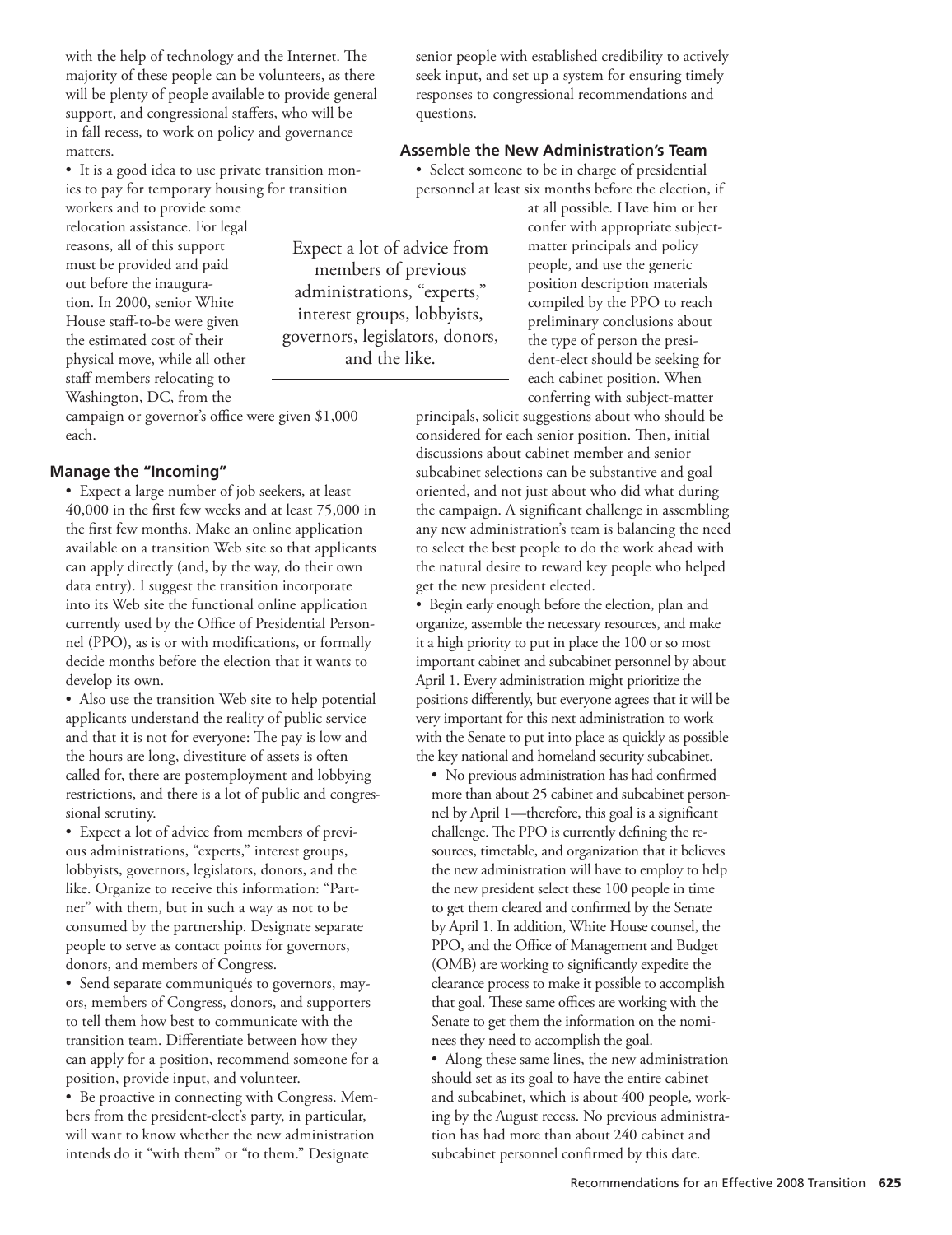with the help of technology and the Internet. The majority of these people can be volunteers, as there will be plenty of people available to provide general support, and congressional staffers, who will be in fall recess, to work on policy and governance matters.

- It is a good idea to use private transition monies to pay for temporary housing for transition workers and to provide some relocation assistance. For legal reasons, all of this support must be provided and paid out before the inauguration. In 2000, senior White House staff-to-be were given the estimated cost of their physical move, while all other staff members relocating to Washington, DC, from the campaign or governor's office were given $1,000 each.

Expect a lot of advice from members of previous administrations, "experts," interest groups, lobbyists, governors, legislators, donors, and the like.

### Manage the "Incoming"

- Expect a large number of job seekers, at least 40,000 in the first few weeks and at least 75,000 in the first few months. Make an online application available on a transition Web site so that applicants can apply directly (and, by the way, do their own data entry). I suggest the transition incorporate into its Web site the functional online application currently used by the Office of Presidential Personnel (PPO), as is or with modifications, or formally decide months before the election that it wants to develop its own.
- Also use the transition Web site to help potential applicants understand the reality of public service and that it is not for everyone: The pay is low and the hours are long, divestiture of assets is often called for, there are postemployment and lobbying restrictions, and there is a lot of public and congressional scrutiny.
- Expect a lot of advice from members of previous administrations, "experts," interest groups, lobbyists, governors, legislators, donors, and the like. Organize to receive this information: "Partner" with them, but in such a way as not to be consumed by the partnership. Designate separate people to serve as contact points for governors, donors, and members of Congress.
- Send separate communiqués to governors, mayors, members of Congress, donors, and supporters to tell them how best to communicate with the transition team. Differentiate between how they can apply for a position, recommend someone for a position, provide input, and volunteer.
- Be proactive in connecting with Congress. Members from the president-elect's party, in particular, will want to know whether the new administration intends do it "with them" or "to them." Designate senior people with established credibility to actively seek input, and set up a system for ensuring timely responses to congressional recommendations and questions.

### Assemble the New Administration's Team

- Select someone to be in charge of presidential personnel at least six months before the election, if at all possible. Have him or her confer with appropriate subject-matter principals and policy people, and use the generic position description materials compiled by the PPO to reach preliminary conclusions about the type of person the president-elect should be seeking for each cabinet position. When conferring with subject-matter principals, solicit suggestions about who should be considered for each senior position. Then, initial discussions about cabinet member and senior subcabinet selections can be substantive and goal oriented, and not just about who did what during the campaign. A significant challenge in assembling any new administration's team is balancing the need to select the best people to do the work ahead with the natural desire to reward key people who helped get the new president elected.
- Begin early enough before the election, plan and organize, assemble the necessary resources, and make it a high priority to put in place the 100 or so most important cabinet and subcabinet personnel by about April 1. Every administration might prioritize the positions differently, but everyone agrees that it will be very important for this next administration to work with the Senate to put into place as quickly as possible the key national and homeland security subcabinet.
  - No previous administration has had confirmed more than about 25 cabinet and subcabinet personnel by April 1—therefore, this goal is a significant challenge. The PPO is currently defining the resources, timetable, and organization that it believes the new administration will have to employ to help the new president select these 100 people in time to get them cleared and confirmed by the Senate by April 1. In addition, White House counsel, the PPO, and the Office of Management and Budget (OMB) are working to significantly expedite the clearance process to make it possible to accomplish that goal. These same offices are working with the Senate to get them the information on the nominees they need to accomplish the goal.
  - Along these same lines, the new administration should set as its goal to have the entire cabinet and subcabinet, which is about 400 people, working by the August recess. No previous administration has had more than about 240 cabinet and subcabinet personnel confirmed by this date.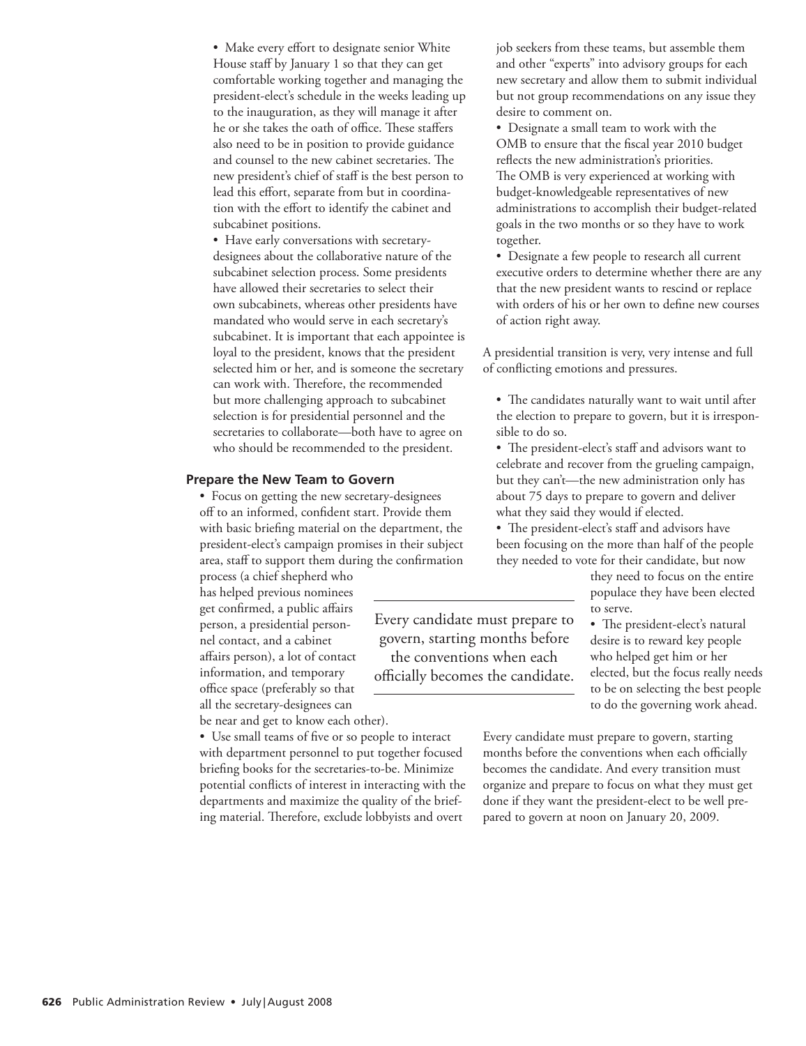- Make every effort to designate senior White House staff by January 1 so that they can get comfortable working together and managing the president-elect's schedule in the weeks leading up to the inauguration, as they will manage it after he or she takes the oath of office. These staffers also need to be in position to provide guidance and counsel to the new cabinet secretaries. The new president's chief of staff is the best person to lead this effort, separate from but in coordination with the effort to identify the cabinet and subcabinet positions.
- Have early conversations with secretary-designees about the collaborative nature of the subcabinet selection process. Some presidents have allowed their secretaries to select their own subcabinets, whereas other presidents have mandated who would serve in each secretary's subcabinet. It is important that each appointee is loyal to the president, knows that the president selected him or her, and is someone the secretary can work with. Therefore, the recommended but more challenging approach to subcabinet selection is for presidential personnel and the secretaries to collaborate—both have to agree on who should be recommended to the president.

### Prepare the New Team to Govern

- Focus on getting the new secretary-designees off to an informed, confident start. Provide them with basic briefing material on the department, the president-elect's campaign promises in their subject area, staff to support them during the confirmation process (a chief shepherd who has helped previous nominees get confirmed, a public affairs person, a presidential personnel contact, and a cabinet affairs person), a lot of contact information, and temporary office space (preferably so that all the secretary-designees can be near and get to know each other).
- Use small teams of five or so people to interact with department personnel to put together focused briefing books for the secretaries-to-be. Minimize potential conflicts of interest in interacting with the departments and maximize the quality of the briefing material. Therefore, exclude lobbyists and overt job seekers from these teams, but assemble them and other "experts" into advisory groups for each new secretary and allow them to submit individual but not group recommendations on any issue they desire to comment on.
- Designate a small team to work with the OMB to ensure that the fiscal year 2010 budget reflects the new administration's priorities. The OMB is very experienced at working with budget-knowledgeable representatives of new administrations to accomplish their budget-related goals in the two months or so they have to work together.
- Designate a few people to research all current executive orders to determine whether there are any that the new president wants to rescind or replace with orders of his or her own to define new courses of action right away.

A presidential transition is very, very intense and full of conflicting emotions and pressures.

- The candidates naturally want to wait until after the election to prepare to govern, but it is irresponsible to do so.
- The president-elect's staff and advisors want to celebrate and recover from the grueling campaign, but they can't—the new administration only has about 75 days to prepare to govern and deliver what they said they would if elected.
- The president-elect's staff and advisors have been focusing on the more than half of the people they needed to vote for their candidate, but now they need to focus on the entire populace they have been elected to serve.
- The president-elect's natural desire is to reward key people who helped get him or her elected, but the focus really needs to be on selecting the best people to do the governing work ahead.

Every candidate must prepare to govern, starting months before the conventions when each officially becomes the candidate.

Every candidate must prepare to govern, starting months before the conventions when each officially becomes the candidate. And every transition must organize and prepare to focus on what they must get done if they want the president-elect to be well prepared to govern at noon on January 20, 2009.